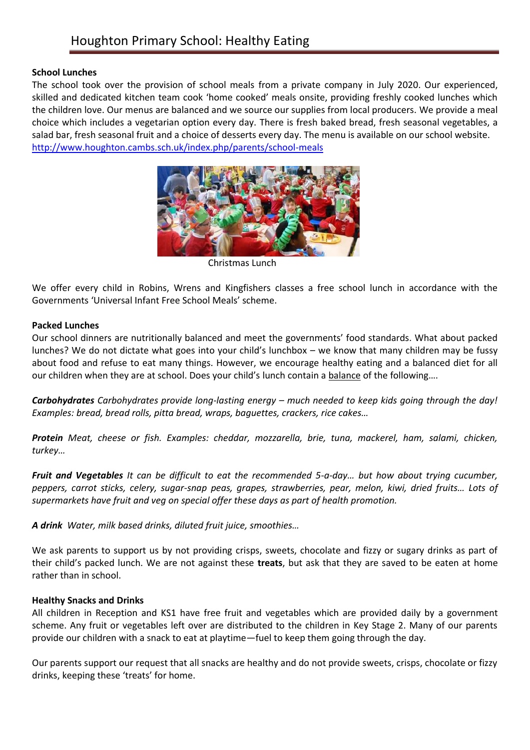# Houghton Primary School: Healthy Eating

**School Lunches**

The school took over the provision of school meals from a private company in July 2020. Our experienced, skilled and dedicated kitchen team cook 'home cooked' meals onsite, providing freshly cooked lunches which the children love. Our menus are balanced and we source our supplies from local producers. We provide a meal choice which includes a vegetarian option every day. There is fresh baked bread, fresh seasonal vegetables, a salad bar, fresh seasonal fruit and a choice of desserts every day. The menu is available on our school website. http://www.houghton.cambs.sch.uk/index.php/parents/school-meals

Christmas Lunch

We offer every child in Robins, Wrens and Kingfishers classes a free school lunch in accordance with the Governments 'Universal Infant Free School Meals' scheme.

**Packed Lunches**

Our school dinners are nutritionally balanced and meet the governments' food standards. What about packed lunches? We do not dictate what goes into your child's lunchbox – we know that many children may be fussy about food and refuse to eat many things. However, we encourage healthy eating and a balanced diet for all our children when they are at school. Does your child's lunch contain a balance of the following….

***Carbohydrates*** *Carbohydrates provide long-lasting energy – much needed to keep kids going through the day! Examples: bread, bread rolls, pitta bread, wraps, baguettes, crackers, rice cakes…*

***Protein*** *Meat, cheese or fish. Examples: cheddar, mozzarella, brie, tuna, mackerel, ham, salami, chicken, turkey…*

***Fruit and Vegetables*** *It can be difficult to eat the recommended 5-a-day… but how about trying cucumber, peppers, carrot sticks, celery, sugar-snap peas, grapes, strawberries, pear, melon, kiwi, dried fruits… Lots of supermarkets have fruit and veg on special offer these days as part of health promotion.*

***A drink*** *Water, milk based drinks, diluted fruit juice, smoothies…*

We ask parents to support us by not providing crisps, sweets, chocolate and fizzy or sugary drinks as part of their child's packed lunch. We are not against these **treats**, but ask that they are saved to be eaten at home rather than in school.

**Healthy Snacks and Drinks**

All children in Reception and KS1 have free fruit and vegetables which are provided daily by a government scheme. Any fruit or vegetables left over are distributed to the children in Key Stage 2. Many of our parents provide our children with a snack to eat at playtime—fuel to keep them going through the day.

Our parents support our request that all snacks are healthy and do not provide sweets, crisps, chocolate or fizzy drinks, keeping these 'treats' for home.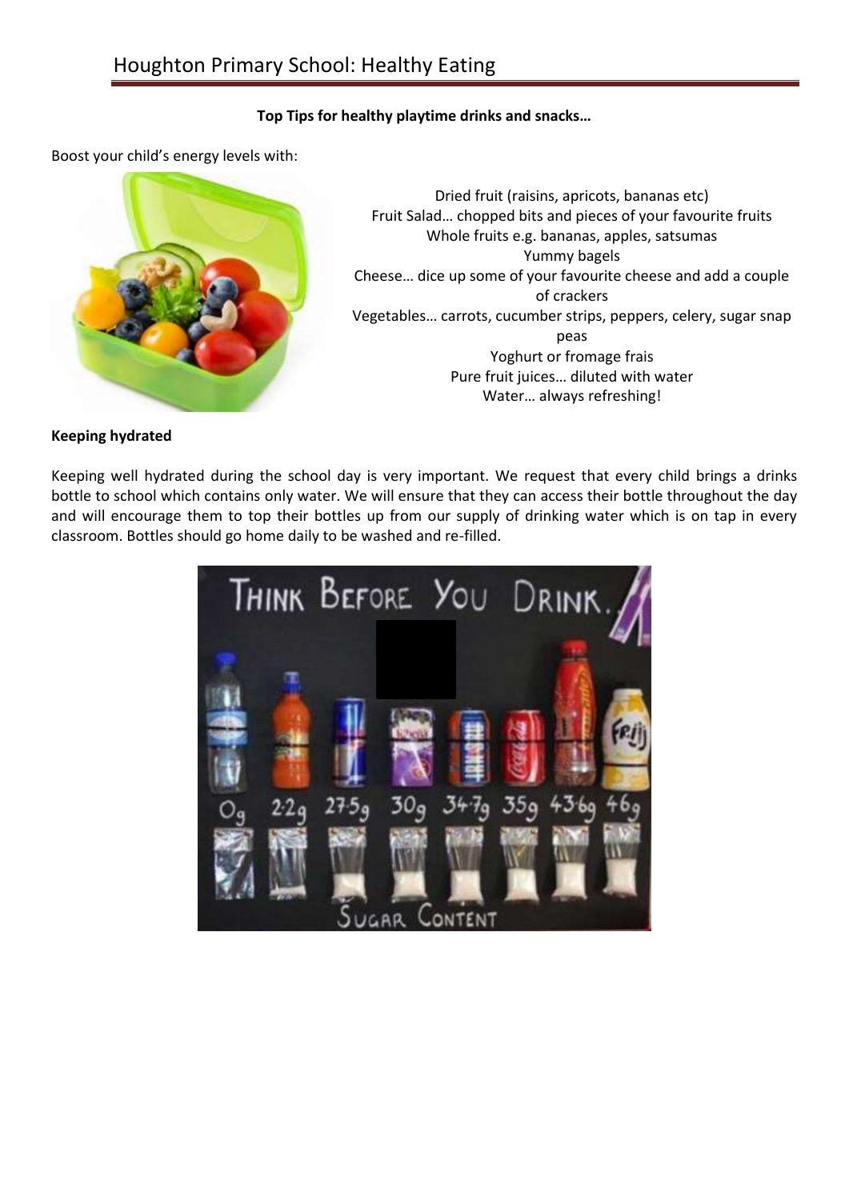# Houghton Primary School: Healthy Eating

**Top Tips for healthy playtime drinks and snacks…**

Boost your child's energy levels with:

Dried fruit (raisins, apricots, bananas etc)
Fruit Salad… chopped bits and pieces of your favourite fruits
Whole fruits e.g. bananas, apples, satsumas
Yummy bagels
Cheese… dice up some of your favourite cheese and add a couple of crackers
Vegetables… carrots, cucumber strips, peppers, celery, sugar snap peas
Yoghurt or fromage frais
Pure fruit juices… diluted with water
Water… always refreshing!

**Keeping hydrated**

Keeping well hydrated during the school day is very important. We request that every child brings a drinks bottle to school which contains only water. We will ensure that they can access their bottle throughout the day and will encourage them to top their bottles up from our supply of drinking water which is on tap in every classroom. Bottles should go home daily to be washed and re-filled.

THINK BEFORE YOU DRINK.

0g 2.2g 27.5g 30g 34.7g 35g 43.6g 46g

SUGAR CONTENT